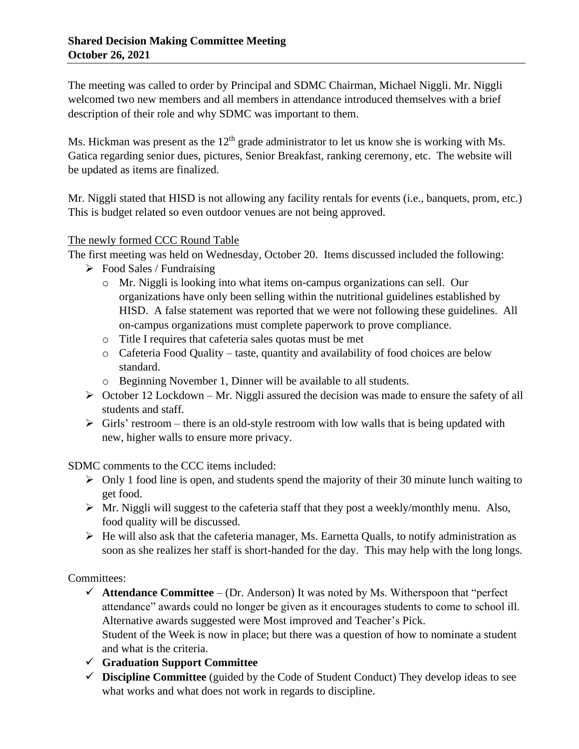**Shared Decision Making Committee Meeting**
**October 26, 2021**

The meeting was called to order by Principal and SDMC Chairman, Michael Niggli. Mr. Niggli welcomed two new members and all members in attendance introduced themselves with a brief description of their role and why SDMC was important to them.

Ms. Hickman was present as the 12th grade administrator to let us know she is working with Ms. Gatica regarding senior dues, pictures, Senior Breakfast, ranking ceremony, etc. The website will be updated as items are finalized.

Mr. Niggli stated that HISD is not allowing any facility rentals for events (i.e., banquets, prom, etc.) This is budget related so even outdoor venues are not being approved.

The newly formed CCC Round Table

The first meeting was held on Wednesday, October 20. Items discussed included the following:

- Food Sales / Fundraising
  - Mr. Niggli is looking into what items on-campus organizations can sell. Our organizations have only been selling within the nutritional guidelines established by HISD. A false statement was reported that we were not following these guidelines. All on-campus organizations must complete paperwork to prove compliance.
  - Title I requires that cafeteria sales quotas must be met
  - Cafeteria Food Quality – taste, quantity and availability of food choices are below standard.
  - Beginning November 1, Dinner will be available to all students.
- October 12 Lockdown – Mr. Niggli assured the decision was made to ensure the safety of all students and staff.
- Girls' restroom – there is an old-style restroom with low walls that is being updated with new, higher walls to ensure more privacy.

SDMC comments to the CCC items included:

- Only 1 food line is open, and students spend the majority of their 30 minute lunch waiting to get food.
- Mr. Niggli will suggest to the cafeteria staff that they post a weekly/monthly menu. Also, food quality will be discussed.
- He will also ask that the cafeteria manager, Ms. Earnetta Qualls, to notify administration as soon as she realizes her staff is short-handed for the day. This may help with the long longs.

Committees:

- ✓ **Attendance Committee** – (Dr. Anderson) It was noted by Ms. Witherspoon that "perfect attendance" awards could no longer be given as it encourages students to come to school ill. Alternative awards suggested were Most improved and Teacher's Pick.
  Student of the Week is now in place; but there was a question of how to nominate a student and what is the criteria.
- ✓ **Graduation Support Committee**
- ✓ **Discipline Committee** (guided by the Code of Student Conduct) They develop ideas to see what works and what does not work in regards to discipline.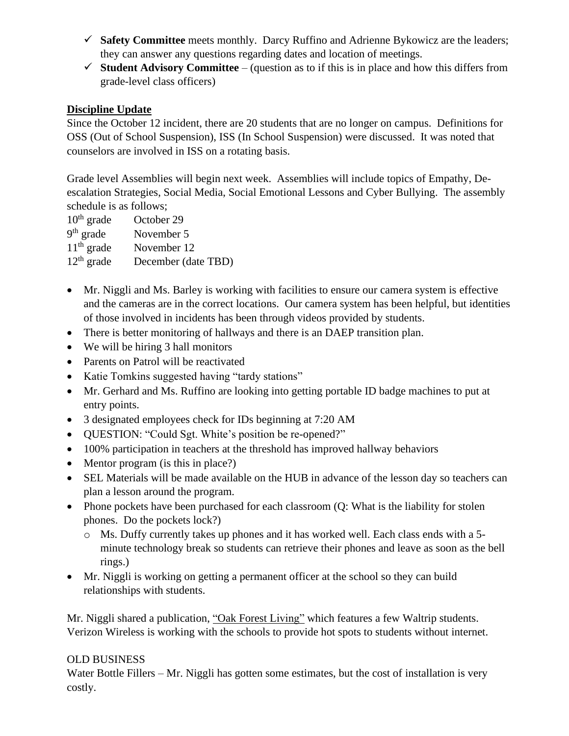- ✓ **Safety Committee** meets monthly. Darcy Ruffino and Adrienne Bykowicz are the leaders; they can answer any questions regarding dates and location of meetings.
- ✓ **Student Advisory Committee** – (question as to if this is in place and how this differs from grade-level class officers)

**Discipline Update**

Since the October 12 incident, there are 20 students that are no longer on campus. Definitions for OSS (Out of School Suspension), ISS (In School Suspension) were discussed. It was noted that counselors are involved in ISS on a rotating basis.

Grade level Assemblies will begin next week. Assemblies will include topics of Empathy, De-escalation Strategies, Social Media, Social Emotional Lessons and Cyber Bullying. The assembly schedule is as follows;

| | |
|---|---|
| 10th grade | October 29 |
| 9th grade | November 5 |
| 11th grade | November 12 |
| 12th grade | December (date TBD) |

- Mr. Niggli and Ms. Barley is working with facilities to ensure our camera system is effective and the cameras are in the correct locations. Our camera system has been helpful, but identities of those involved in incidents has been through videos provided by students.
- There is better monitoring of hallways and there is an DAEP transition plan.
- We will be hiring 3 hall monitors
- Parents on Patrol will be reactivated
- Katie Tomkins suggested having "tardy stations"
- Mr. Gerhard and Ms. Ruffino are looking into getting portable ID badge machines to put at entry points.
- 3 designated employees check for IDs beginning at 7:20 AM
- QUESTION: "Could Sgt. White's position be re-opened?"
- 100% participation in teachers at the threshold has improved hallway behaviors
- Mentor program (is this in place?)
- SEL Materials will be made available on the HUB in advance of the lesson day so teachers can plan a lesson around the program.
- Phone pockets have been purchased for each classroom (Q: What is the liability for stolen phones. Do the pockets lock?)
  - Ms. Duffy currently takes up phones and it has worked well. Each class ends with a 5-minute technology break so students can retrieve their phones and leave as soon as the bell rings.)
- Mr. Niggli is working on getting a permanent officer at the school so they can build relationships with students.

Mr. Niggli shared a publication, "Oak Forest Living" which features a few Waltrip students. Verizon Wireless is working with the schools to provide hot spots to students without internet.

OLD BUSINESS

Water Bottle Fillers – Mr. Niggli has gotten some estimates, but the cost of installation is very costly.